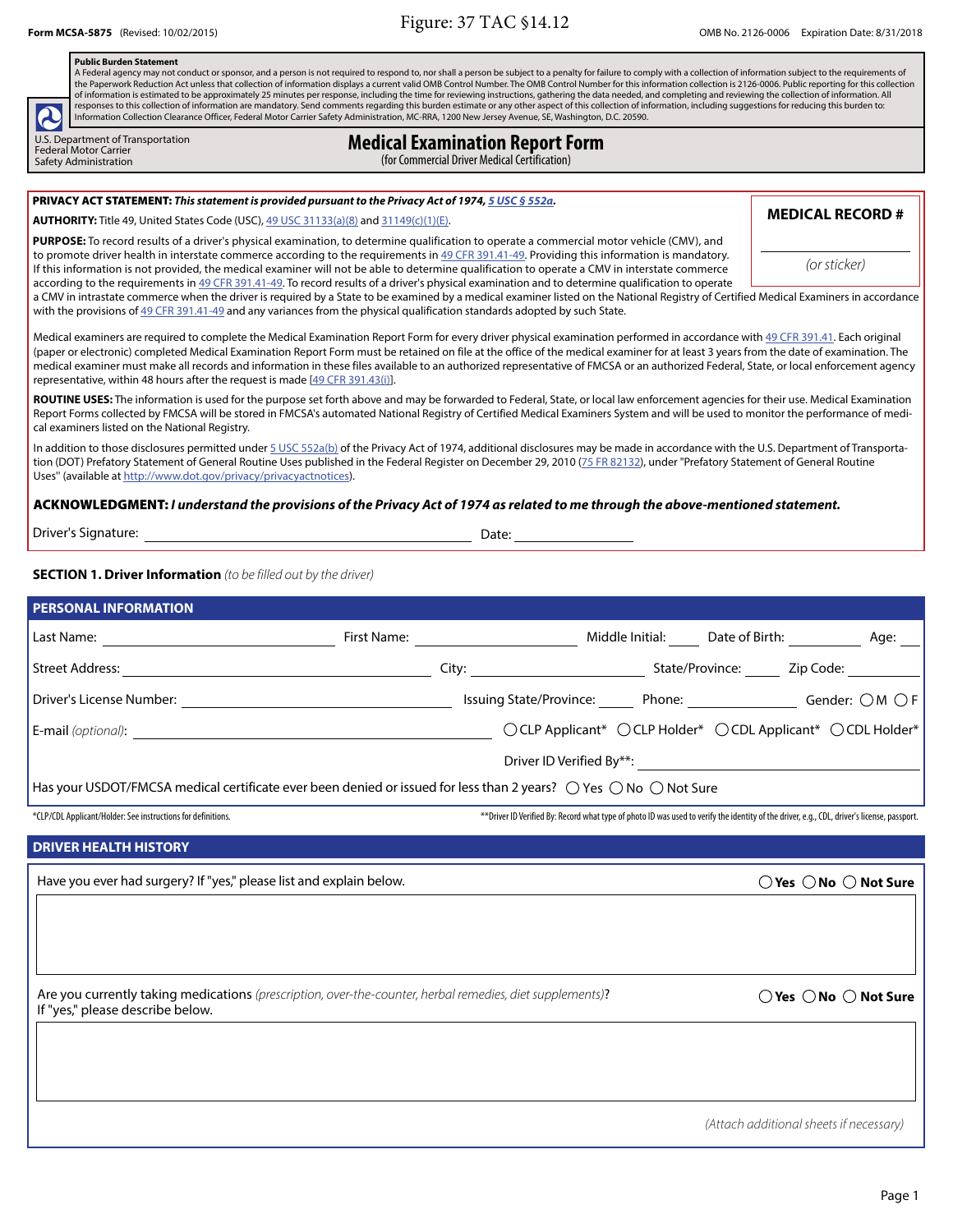Figure: 37 TAC §14.12

Form MCSA-5875 (Revised: 10/02/2015)

OMB No. 2126-0006 Expiration Date: 8/31/2018

**Public Burden Statement**
A Federal agency may not conduct or sponsor, and a person is not required to respond to, nor shall a person be subject to a penalty for failure to comply with a collection of information subject to the requirements of the Paperwork Reduction Act unless that collection of information displays a current valid OMB Control Number. The OMB Control Number for this information collection is 2126-0006. Public reporting for this collection of information is estimated to be approximately 25 minutes per response, including the time for reviewing instructions, gathering the data needed, and completing and reviewing the collection of information. All responses to this collection of information are mandatory. Send comments regarding this burden estimate or any other aspect of this collection of information, including suggestions for reducing this burden to: Information Collection Clearance Officer, Federal Motor Carrier Safety Administration, MC-RRA, 1200 New Jersey Avenue, SE, Washington, D.C. 20590.

U.S. Department of Transportation
Federal Motor Carrier
Safety Administration

# Medical Examination Report Form

(for Commercial Driver Medical Certification)

**MEDICAL RECORD #** ____________________ *(or sticker)*

**PRIVACY ACT STATEMENT:** ***This statement is provided pursuant to the Privacy Act of 1974, 5 USC § 552a.***

**AUTHORITY:** Title 49, United States Code (USC), 49 USC 31133(a)(8) and 31149(c)(1)(E).

**PURPOSE:** To record results of a driver's physical examination, to determine qualification to operate a commercial motor vehicle (CMV), and to promote driver health in interstate commerce according to the requirements in 49 CFR 391.41-49. Providing this information is mandatory. If this information is not provided, the medical examiner will not be able to determine qualification to operate a CMV in interstate commerce according to the requirements in 49 CFR 391.41-49. To record results of a driver's physical examination and to determine qualification to operate a CMV in intrastate commerce when the driver is required by a State to be examined by a medical examiner listed on the National Registry of Certified Medical Examiners in accordance with the provisions of 49 CFR 391.41-49 and any variances from the physical qualification standards adopted by such State.

Medical examiners are required to complete the Medical Examination Report Form for every driver physical examination performed in accordance with 49 CFR 391.41. Each original (paper or electronic) completed Medical Examination Report Form must be retained on file at the office of the medical examiner for at least 3 years from the date of examination. The medical examiner must make all records and information in these files available to an authorized representative of FMCSA or an authorized Federal, State, or local enforcement agency representative, within 48 hours after the request is made [49 CFR 391.43(i)].

**ROUTINE USES:** The information is used for the purpose set forth above and may be forwarded to Federal, State, or local law enforcement agencies for their use. Medical Examination Report Forms collected by FMCSA will be stored in FMCSA's automated National Registry of Certified Medical Examiners System and will be used to monitor the performance of medical examiners listed on the National Registry.

In addition to those disclosures permitted under 5 USC 552a(b) of the Privacy Act of 1974, additional disclosures may be made in accordance with the U.S. Department of Transportation (DOT) Prefatory Statement of General Routine Uses published in the Federal Register on December 29, 2010 (75 FR 82132), under "Prefatory Statement of General Routine Uses" (available at http://www.dot.gov/privacy/privacyactnotices).

**ACKNOWLEDGMENT:** ***I understand the provisions of the Privacy Act of 1974 as related to me through the above-mentioned statement.***

Driver's Signature: ____________________ Date: __________

**SECTION 1. Driver Information** *(to be filled out by the driver)*

## PERSONAL INFORMATION

Last Name: ____________ First Name: ____________ Middle Initial: ____ Date of Birth: ________ Age: ____

Street Address: ____________ City: ____________ State/Province: ____ Zip Code: ________

Driver's License Number: ____________ Issuing State/Province: ____ Phone: ________ Gender: ◯ M ◯ F

E-mail *(optional)*: ____________ ◯ CLP Applicant* ◯ CLP Holder* ◯ CDL Applicant* ◯ CDL Holder*

Driver ID Verified By**: ____________

Has your USDOT/FMCSA medical certificate ever been denied or issued for less than 2 years? ◯ Yes ◯ No ◯ Not Sure

*CLP/CDL Applicant/Holder: See instructions for definitions.

**Driver ID Verified By: Record what type of photo ID was used to verify the identity of the driver, e.g., CDL, driver's license, passport.

## DRIVER HEALTH HISTORY

Have you ever had surgery? If "yes," please list and explain below. **◯ Yes ◯ No ◯ Not Sure**

Are you currently taking medications *(prescription, over-the-counter, herbal remedies, diet supplements)*? If "yes," please describe below. **◯ Yes ◯ No ◯ Not Sure**

*(Attach additional sheets if necessary)*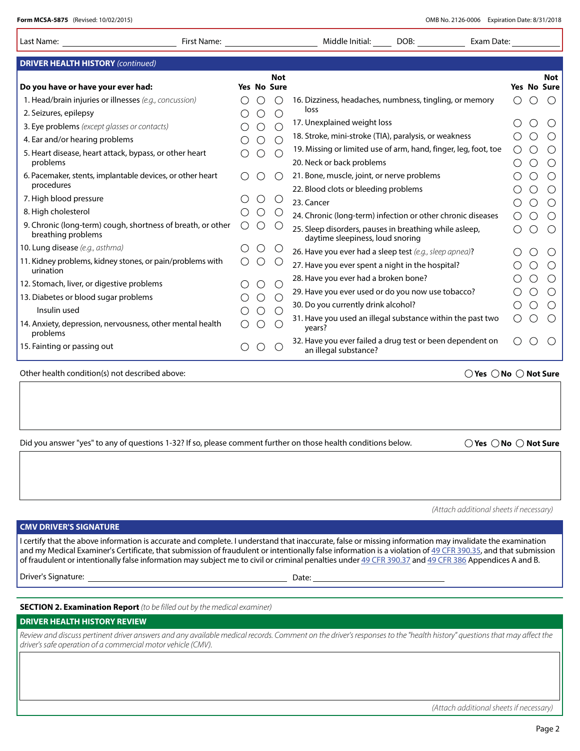Form MCSA-5875 (Revised: 10/02/2015) OMB No. 2126-0006 Expiration Date: 8/31/2018

Last Name: ______ First Name: ______ Middle Initial: ____ DOB: ______ Exam Date: ______

## DRIVER HEALTH HISTORY *(continued)*

| Do you have or have your ever had: | Yes | No | Not Sure |
|---|---|---|---|
| 1. Head/brain injuries or illnesses *(e.g., concussion)* | ○ | ○ | ○ |
| 2. Seizures, epilepsy | ○ | ○ | ○ |
| 3. Eye problems *(except glasses or contacts)* | ○ | ○ | ○ |
| 4. Ear and/or hearing problems | ○ | ○ | ○ |
| 5. Heart disease, heart attack, bypass, or other heart problems | ○ | ○ | ○ |
| 6. Pacemaker, stents, implantable devices, or other heart procedures | ○ | ○ | ○ |
| 7. High blood pressure | ○ | ○ | ○ |
| 8. High cholesterol | ○ | ○ | ○ |
| 9. Chronic (long-term) cough, shortness of breath, or other breathing problems | ○ | ○ | ○ |
| 10. Lung disease *(e.g., asthma)* | ○ | ○ | ○ |
| 11. Kidney problems, kidney stones, or pain/problems with urination | ○ | ○ | ○ |
| 12. Stomach, liver, or digestive problems | ○ | ○ | ○ |
| 13. Diabetes or blood sugar problems | ○ | ○ | ○ |
| Insulin used | ○ | ○ | ○ |
| 14. Anxiety, depression, nervousness, other mental health problems | ○ | ○ | ○ |
| 15. Fainting or passing out | ○ | ○ | ○ |
| 16. Dizziness, headaches, numbness, tingling, or memory loss | ○ | ○ | ○ |
| 17. Unexplained weight loss | ○ | ○ | ○ |
| 18. Stroke, mini-stroke (TIA), paralysis, or weakness | ○ | ○ | ○ |
| 19. Missing or limited use of arm, hand, finger, leg, foot, toe | ○ | ○ | ○ |
| 20. Neck or back problems | ○ | ○ | ○ |
| 21. Bone, muscle, joint, or nerve problems | ○ | ○ | ○ |
| 22. Blood clots or bleeding problems | ○ | ○ | ○ |
| 23. Cancer | ○ | ○ | ○ |
| 24. Chronic (long-term) infection or other chronic diseases | ○ | ○ | ○ |
| 25. Sleep disorders, pauses in breathing while asleep, daytime sleepiness, loud snoring | ○ | ○ | ○ |
| 26. Have you ever had a sleep test *(e.g., sleep apnea)*? | ○ | ○ | ○ |
| 27. Have you ever spent a night in the hospital? | ○ | ○ | ○ |
| 28. Have you ever had a broken bone? | ○ | ○ | ○ |
| 29. Have you ever used or do you now use tobacco? | ○ | ○ | ○ |
| 30. Do you currently drink alcohol? | ○ | ○ | ○ |
| 31. Have you used an illegal substance within the past two years? | ○ | ○ | ○ |
| 32. Have you ever failed a drug test or been dependent on an illegal substance? | ○ | ○ | ○ |

Other health condition(s) not described above: ○ Yes ○ No ○ Not Sure

Did you answer "yes" to any of questions 1-32? If so, please comment further on those health conditions below. ○ Yes ○ No ○ Not Sure

*(Attach additional sheets if necessary)*

## CMV DRIVER'S SIGNATURE

I certify that the above information is accurate and complete. I understand that inaccurate, false or missing information may invalidate the examination and my Medical Examiner's Certificate, that submission of fraudulent or intentionally false information is a violation of 49 CFR 390.35, and that submission of fraudulent or intentionally false information may subject me to civil or criminal penalties under 49 CFR 390.37 and 49 CFR 386 Appendices A and B.

Driver's Signature: ______ Date: ______

## SECTION 2. Examination Report *(to be filled out by the medical examiner)*

### DRIVER HEALTH HISTORY REVIEW

*Review and discuss pertinent driver answers and any available medical records. Comment on the driver's responses to the "health history" questions that may affect the driver's safe operation of a commercial motor vehicle (CMV).*

*(Attach additional sheets if necessary)*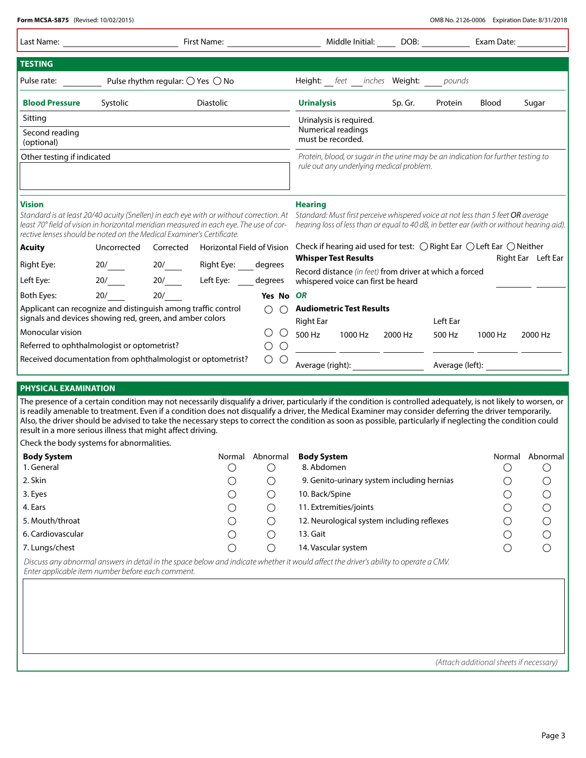Form MCSA-5875 (Revised: 10/02/2015) OMB No. 2126-0006 Expiration Date: 8/31/2018

Last Name: ______________________ First Name: ____________________ Middle Initial: ____ DOB: __________ Exam Date: __________

## TESTING

Pulse rate: ________ Pulse rhythm regular: ◯ Yes ◯ No

Height: ___ *feet* ___ *inches* Weight: ____ *pounds*

| **Blood Pressure** | Systolic | Diastolic |
|---|---|---|
| Sitting | | |
| Second reading (optional) | | |
| Other testing if indicated | | |

| **Urinalysis** | Sp. Gr. | Protein | Blood | Sugar |
|---|---|---|---|---|
| Urinalysis is required. Numerical readings must be recorded. | | | | |

*Protein, blood, or sugar in the urine may be an indication for further testing to rule out any underlying medical problem.*

### Vision

*Standard is at least 20/40 acuity (Snellen) in each eye with or without correction. At least 70° field of vision in horizontal meridian measured in each eye. The use of corrective lenses should be noted on the Medical Examiner's Certificate.*

| **Acuity** | Uncorrected | Corrected | Horizontal Field of Vision |
|---|---|---|---|
| Right Eye: | 20/____ | 20/____ | Right Eye: ____ degrees |
| Left Eye: | 20/____ | 20/____ | Left Eye: ____ degrees |
| Both Eyes: | 20/____ | 20/____ | |

| | **Yes** | **No** |
|---|---|---|
| Applicant can recognize and distinguish among traffic control signals and devices showing red, green, and amber colors | ◯ | ◯ |
| Monocular vision | ◯ | ◯ |
| Referred to ophthalmologist or optometrist? | ◯ | ◯ |
| Received documentation from ophthalmologist or optometrist? | ◯ | ◯ |

### Hearing

*Standard: Must first perceive whispered voice at not less than 5 feet* ***OR*** *average hearing loss of less than or equal to 40 dB, in better ear (with or without hearing aid).*

Check if hearing aid used for test: ◯ Right Ear ◯ Left Ear ◯ Neither

| **Whisper Test Results** | Right Ear | Left Ear |
|---|---|---|
| Record distance *(in feet)* from driver at which a forced whispered voice can first be heard | ______ | ______ |

***OR***

**Audiometric Test Results**

| Right Ear 500 Hz | Right Ear 1000 Hz | Right Ear 2000 Hz | Left Ear 500 Hz | Left Ear 1000 Hz | Left Ear 2000 Hz |
|---|---|---|---|---|---|
| | | | | | |

Average (right): ____________ Average (left): ____________

## PHYSICAL EXAMINATION

The presence of a certain condition may not necessarily disqualify a driver, particularly if the condition is controlled adequately, is not likely to worsen, or is readily amenable to treatment. Even if a condition does not disqualify a driver, the Medical Examiner may consider deferring the driver temporarily. Also, the driver should be advised to take the necessary steps to correct the condition as soon as possible, particularly if neglecting the condition could result in a more serious illness that might affect driving.

Check the body systems for abnormalities.

| **Body System** | Normal | Abnormal | **Body System** | Normal | Abnormal |
|---|---|---|---|---|---|
| 1. General | ◯ | ◯ | 8. Abdomen | ◯ | ◯ |
| 2. Skin | ◯ | ◯ | 9. Genito-urinary system including hernias | ◯ | ◯ |
| 3. Eyes | ◯ | ◯ | 10. Back/Spine | ◯ | ◯ |
| 4. Ears | ◯ | ◯ | 11. Extremities/joints | ◯ | ◯ |
| 5. Mouth/throat | ◯ | ◯ | 12. Neurological system including reflexes | ◯ | ◯ |
| 6. Cardiovascular | ◯ | ◯ | 13. Gait | ◯ | ◯ |
| 7. Lungs/chest | ◯ | ◯ | 14. Vascular system | ◯ | ◯ |

*Discuss any abnormal answers in detail in the space below and indicate whether it would affect the driver's ability to operate a CMV. Enter applicable item number before each comment.*

*(Attach additional sheets if necessary)*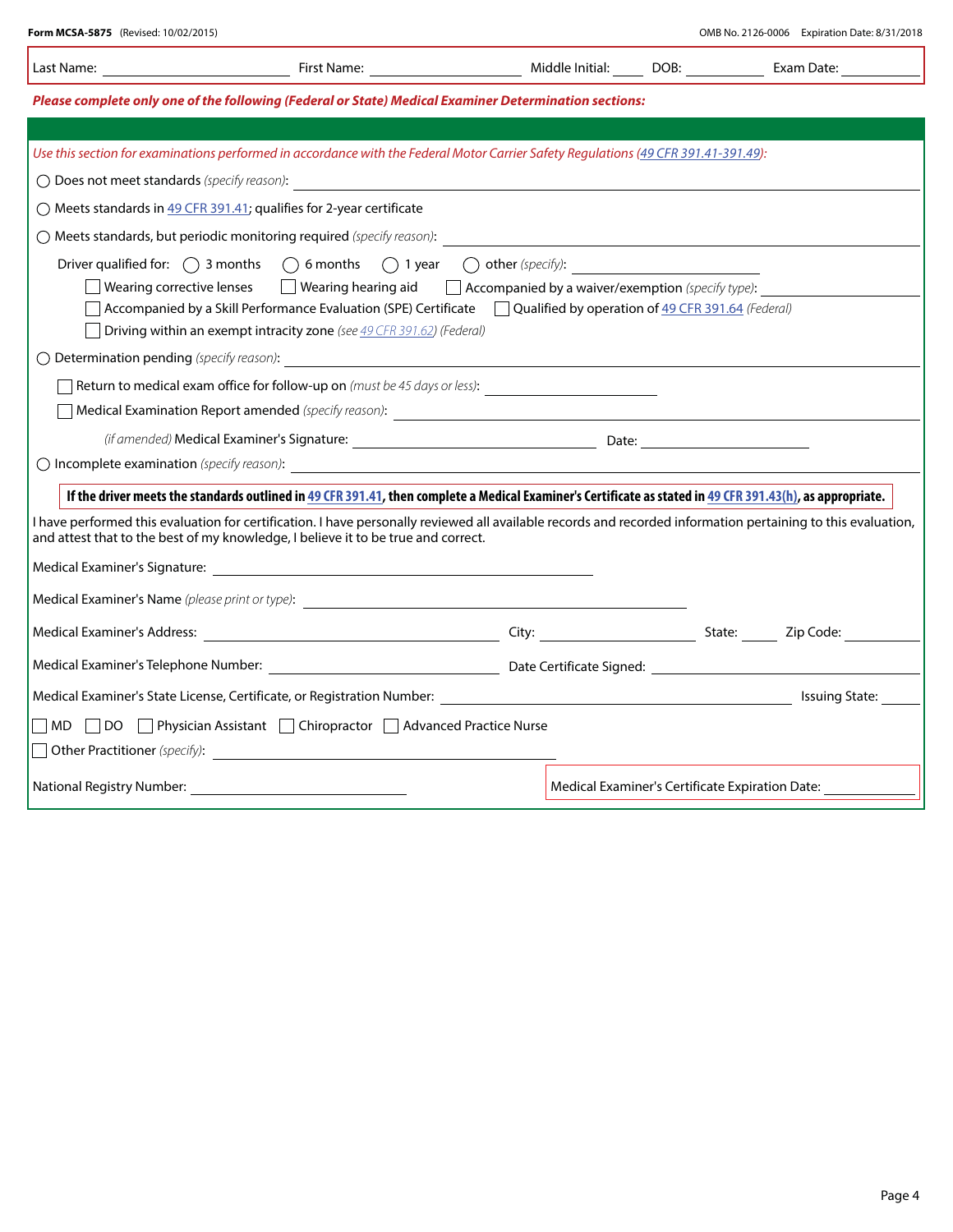**Form MCSA-5875** (Revised: 10/02/2015) OMB No. 2126-0006 Expiration Date: 8/31/2018

Last Name: ____________ First Name: ____________ Middle Initial: ____ DOB: ________ Exam Date: ________

***Please complete only one of the following (Federal or State) Medical Examiner Determination sections:***

*Use this section for examinations performed in accordance with the Federal Motor Carrier Safety Regulations (49 CFR 391.41-391.49):*

◯ Does not meet standards *(specify reason)*: ____________

◯ Meets standards in 49 CFR 391.41; qualifies for 2-year certificate

◯ Meets standards, but periodic monitoring required *(specify reason)*: ____________

Driver qualified for: ◯ 3 months ◯ 6 months ◯ 1 year ◯ other *(specify)*: ____________

- ☐ Wearing corrective lenses
- ☐ Wearing hearing aid
- ☐ Accompanied by a waiver/exemption *(specify type)*: ____________
- ☐ Accompanied by a Skill Performance Evaluation (SPE) Certificate
- ☐ Qualified by operation of 49 CFR 391.64 *(Federal)*
- ☐ Driving within an exempt intracity zone *(see 49 CFR 391.62) (Federal)*

◯ Determination pending *(specify reason)*: ____________

- ☐ Return to medical exam office for follow-up on *(must be 45 days or less)*: ____________
- ☐ Medical Examination Report amended *(specify reason)*: ____________

*(if amended)* Medical Examiner's Signature: ____________ Date: ____________

◯ Incomplete examination *(specify reason)*: ____________

**If the driver meets the standards outlined in 49 CFR 391.41, then complete a Medical Examiner's Certificate as stated in 49 CFR 391.43(h), as appropriate.**

I have performed this evaluation for certification. I have personally reviewed all available records and recorded information pertaining to this evaluation, and attest that to the best of my knowledge, I believe it to be true and correct.

Medical Examiner's Signature: ____________

Medical Examiner's Name *(please print or type)*: ____________

Medical Examiner's Address: ____________ City: ____________ State: ____ Zip Code: ________

Medical Examiner's Telephone Number: ____________ Date Certificate Signed: ____________

Medical Examiner's State License, Certificate, or Registration Number: ____________ Issuing State: ____

☐ MD ☐ DO ☐ Physician Assistant ☐ Chiropractor ☐ Advanced Practice Nurse

☐ Other Practitioner *(specify)*: ____________

National Registry Number: ____________

Medical Examiner's Certificate Expiration Date: ____________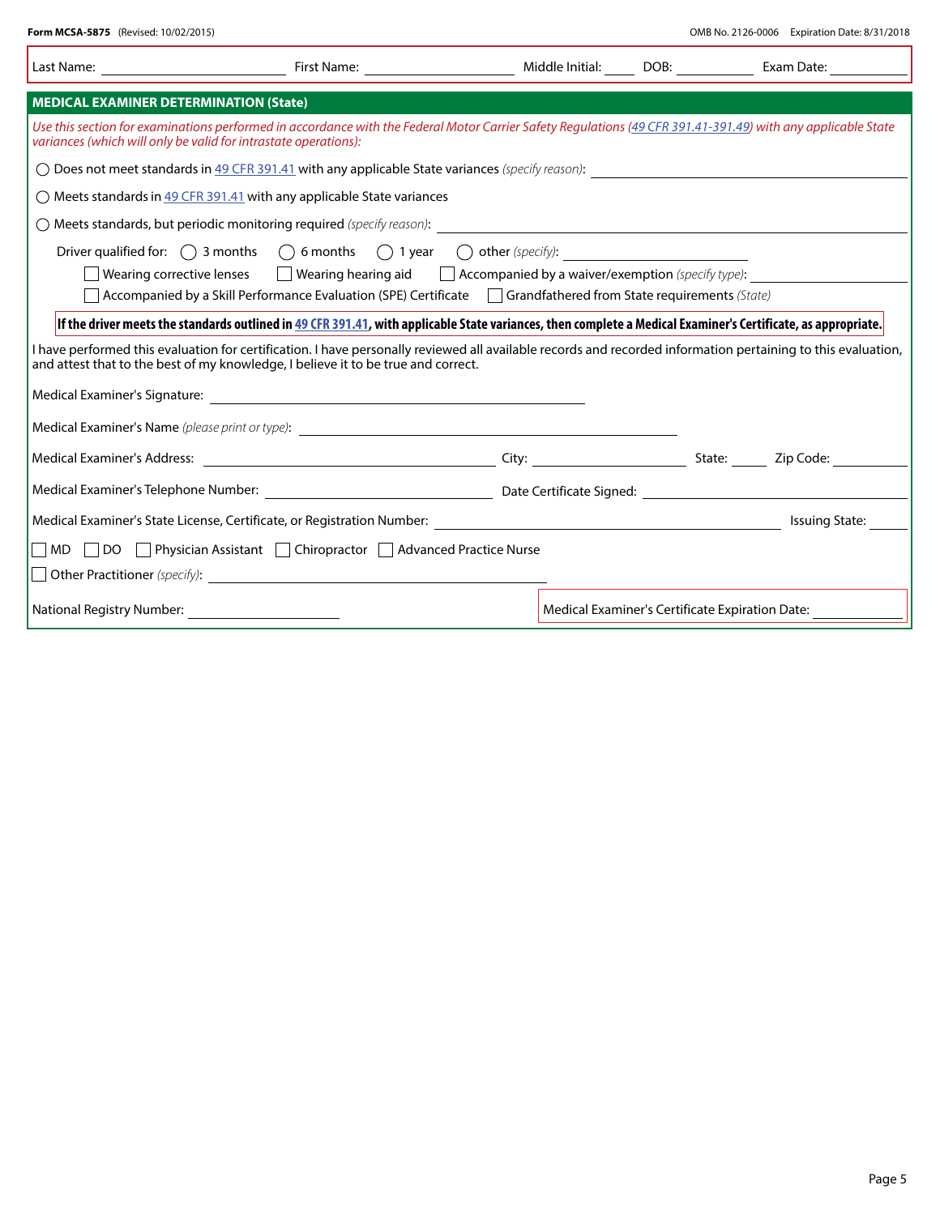Form MCSA-5875 (Revised: 10/02/2015) OMB No. 2126-0006 Expiration Date: 8/31/2018

Last Name: ______________________ First Name: ______________________ Middle Initial: ____ DOB: __________ Exam Date: __________

## MEDICAL EXAMINER DETERMINATION (State)

*Use this section for examinations performed in accordance with the Federal Motor Carrier Safety Regulations (49 CFR 391.41-391.49) with any applicable State variances (which will only be valid for intrastate operations):*

◯ Does not meet standards in 49 CFR 391.41 with any applicable State variances *(specify reason)*: ______________________

◯ Meets standards in 49 CFR 391.41 with any applicable State variances

◯ Meets standards, but periodic monitoring required *(specify reason)*: ______________________

Driver qualified for: ◯ 3 months ◯ 6 months ◯ 1 year ◯ other *(specify)*: ______________________

☐ Wearing corrective lenses ☐ Wearing hearing aid ☐ Accompanied by a waiver/exemption *(specify type)*: ______________________

☐ Accompanied by a Skill Performance Evaluation (SPE) Certificate ☐ Grandfathered from State requirements *(State)*

**If the driver meets the standards outlined in 49 CFR 391.41, with applicable State variances, then complete a Medical Examiner's Certificate, as appropriate.**

I have performed this evaluation for certification. I have personally reviewed all available records and recorded information pertaining to this evaluation, and attest that to the best of my knowledge, I believe it to be true and correct.

Medical Examiner's Signature: ______________________

Medical Examiner's Name *(please print or type)*: ______________________

Medical Examiner's Address: ______________________ City: ______________ State: ____ Zip Code: __________

Medical Examiner's Telephone Number: ______________________ Date Certificate Signed: ______________________

Medical Examiner's State License, Certificate, or Registration Number: ______________________ Issuing State: ____

☐ MD ☐ DO ☐ Physician Assistant ☐ Chiropractor ☐ Advanced Practice Nurse

☐ Other Practitioner *(specify)*: ______________________

National Registry Number: ______________________

Medical Examiner's Certificate Expiration Date: ______________________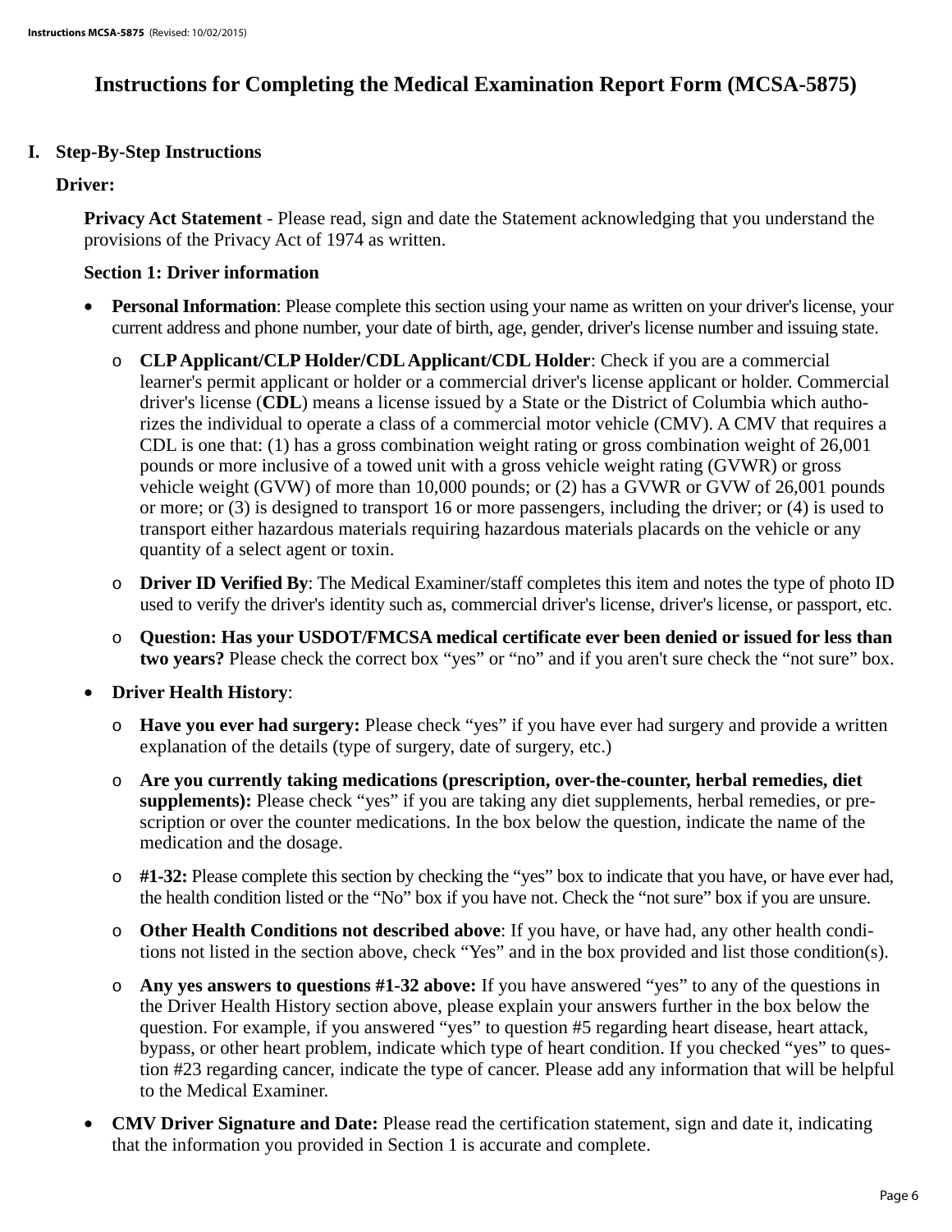# Instructions for Completing the Medical Examination Report Form (MCSA-5875)

## I. Step-By-Step Instructions

### Driver:

**Privacy Act Statement** - Please read, sign and date the Statement acknowledging that you understand the provisions of the Privacy Act of 1974 as written.

**Section 1: Driver information**

- **Personal Information**: Please complete this section using your name as written on your driver's license, your current address and phone number, your date of birth, age, gender, driver's license number and issuing state.
  - **CLP Applicant/CLP Holder/CDL Applicant/CDL Holder**: Check if you are a commercial learner's permit applicant or holder or a commercial driver's license applicant or holder. Commercial driver's license (**CDL**) means a license issued by a State or the District of Columbia which authorizes the individual to operate a class of a commercial motor vehicle (CMV). A CMV that requires a CDL is one that: (1) has a gross combination weight rating or gross combination weight of 26,001 pounds or more inclusive of a towed unit with a gross vehicle weight rating (GVWR) or gross vehicle weight (GVW) of more than 10,000 pounds; or (2) has a GVWR or GVW of 26,001 pounds or more; or (3) is designed to transport 16 or more passengers, including the driver; or (4) is used to transport either hazardous materials requiring hazardous materials placards on the vehicle or any quantity of a select agent or toxin.
  - **Driver ID Verified By**: The Medical Examiner/staff completes this item and notes the type of photo ID used to verify the driver's identity such as, commercial driver's license, driver's license, or passport, etc.
  - **Question: Has your USDOT/FMCSA medical certificate ever been denied or issued for less than two years?** Please check the correct box "yes" or "no" and if you aren't sure check the "not sure" box.
- **Driver Health History**:
  - **Have you ever had surgery:** Please check "yes" if you have ever had surgery and provide a written explanation of the details (type of surgery, date of surgery, etc.)
  - **Are you currently taking medications (prescription, over-the-counter, herbal remedies, diet supplements):** Please check "yes" if you are taking any diet supplements, herbal remedies, or prescription or over the counter medications. In the box below the question, indicate the name of the medication and the dosage.
  - **#1-32:** Please complete this section by checking the "yes" box to indicate that you have, or have ever had, the health condition listed or the "No" box if you have not. Check the "not sure" box if you are unsure.
  - **Other Health Conditions not described above**: If you have, or have had, any other health conditions not listed in the section above, check "Yes" and in the box provided and list those condition(s).
  - **Any yes answers to questions #1-32 above:** If you have answered "yes" to any of the questions in the Driver Health History section above, please explain your answers further in the box below the question. For example, if you answered "yes" to question #5 regarding heart disease, heart attack, bypass, or other heart problem, indicate which type of heart condition. If you checked "yes" to question #23 regarding cancer, indicate the type of cancer. Please add any information that will be helpful to the Medical Examiner.
- **CMV Driver Signature and Date:** Please read the certification statement, sign and date it, indicating that the information you provided in Section 1 is accurate and complete.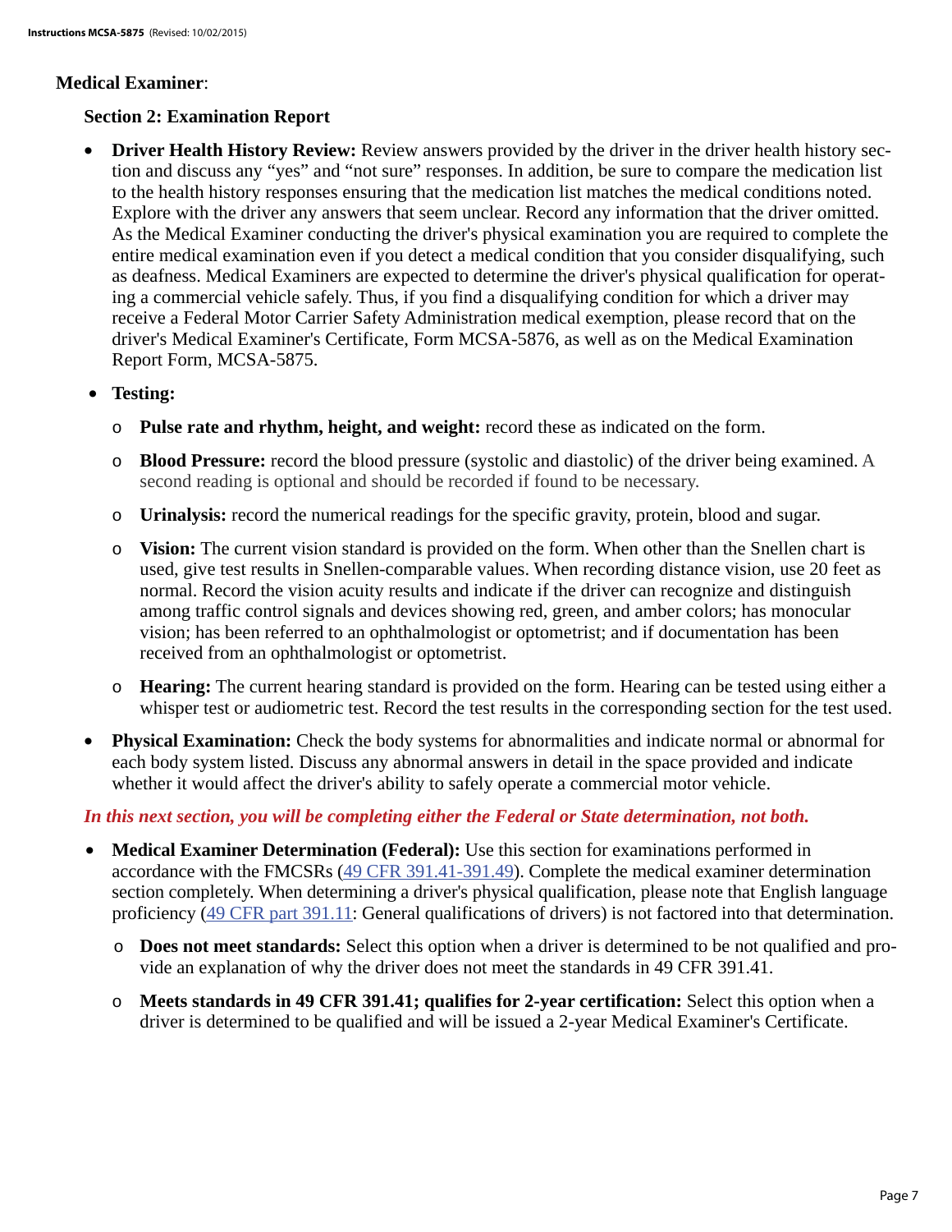**Medical Examiner**:

**Section 2: Examination Report**

- **Driver Health History Review:** Review answers provided by the driver in the driver health history section and discuss any "yes" and "not sure" responses. In addition, be sure to compare the medication list to the health history responses ensuring that the medication list matches the medical conditions noted. Explore with the driver any answers that seem unclear. Record any information that the driver omitted. As the Medical Examiner conducting the driver's physical examination you are required to complete the entire medical examination even if you detect a medical condition that you consider disqualifying, such as deafness. Medical Examiners are expected to determine the driver's physical qualification for operating a commercial vehicle safely. Thus, if you find a disqualifying condition for which a driver may receive a Federal Motor Carrier Safety Administration medical exemption, please record that on the driver's Medical Examiner's Certificate, Form MCSA-5876, as well as on the Medical Examination Report Form, MCSA-5875.
- **Testing:**
  - **Pulse rate and rhythm, height, and weight:** record these as indicated on the form.
  - **Blood Pressure:** record the blood pressure (systolic and diastolic) of the driver being examined. A second reading is optional and should be recorded if found to be necessary.
  - **Urinalysis:** record the numerical readings for the specific gravity, protein, blood and sugar.
  - **Vision:** The current vision standard is provided on the form. When other than the Snellen chart is used, give test results in Snellen-comparable values. When recording distance vision, use 20 feet as normal. Record the vision acuity results and indicate if the driver can recognize and distinguish among traffic control signals and devices showing red, green, and amber colors; has monocular vision; has been referred to an ophthalmologist or optometrist; and if documentation has been received from an ophthalmologist or optometrist.
  - **Hearing:** The current hearing standard is provided on the form. Hearing can be tested using either a whisper test or audiometric test. Record the test results in the corresponding section for the test used.
- **Physical Examination:** Check the body systems for abnormalities and indicate normal or abnormal for each body system listed. Discuss any abnormal answers in detail in the space provided and indicate whether it would affect the driver's ability to safely operate a commercial motor vehicle.

***In this next section, you will be completing either the Federal or State determination, not both.***

- **Medical Examiner Determination (Federal):** Use this section for examinations performed in accordance with the FMCSRs (49 CFR 391.41-391.49). Complete the medical examiner determination section completely. When determining a driver's physical qualification, please note that English language proficiency (49 CFR part 391.11: General qualifications of drivers) is not factored into that determination.
  - **Does not meet standards:** Select this option when a driver is determined to be not qualified and provide an explanation of why the driver does not meet the standards in 49 CFR 391.41.
  - **Meets standards in 49 CFR 391.41; qualifies for 2-year certification:** Select this option when a driver is determined to be qualified and will be issued a 2-year Medical Examiner's Certificate.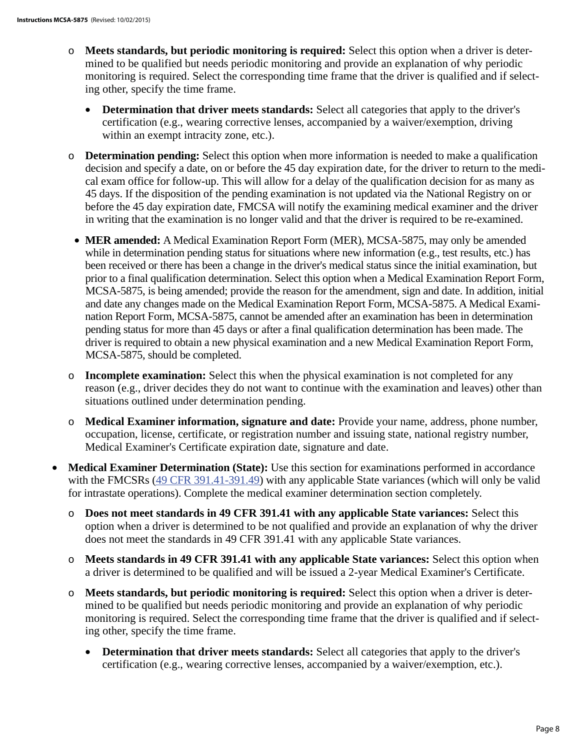- **Meets standards, but periodic monitoring is required:** Select this option when a driver is determined to be qualified but needs periodic monitoring and provide an explanation of why periodic monitoring is required. Select the corresponding time frame that the driver is qualified and if selecting other, specify the time frame.
  - **Determination that driver meets standards:** Select all categories that apply to the driver's certification (e.g., wearing corrective lenses, accompanied by a waiver/exemption, driving within an exempt intracity zone, etc.).
- **Determination pending:** Select this option when more information is needed to make a qualification decision and specify a date, on or before the 45 day expiration date, for the driver to return to the medical exam office for follow-up. This will allow for a delay of the qualification decision for as many as 45 days. If the disposition of the pending examination is not updated via the National Registry on or before the 45 day expiration date, FMCSA will notify the examining medical examiner and the driver in writing that the examination is no longer valid and that the driver is required to be re-examined.
- **MER amended:** A Medical Examination Report Form (MER), MCSA-5875, may only be amended while in determination pending status for situations where new information (e.g., test results, etc.) has been received or there has been a change in the driver's medical status since the initial examination, but prior to a final qualification determination. Select this option when a Medical Examination Report Form, MCSA-5875, is being amended; provide the reason for the amendment, sign and date. In addition, initial and date any changes made on the Medical Examination Report Form, MCSA-5875. A Medical Examination Report Form, MCSA-5875, cannot be amended after an examination has been in determination pending status for more than 45 days or after a final qualification determination has been made. The driver is required to obtain a new physical examination and a new Medical Examination Report Form, MCSA-5875, should be completed.
- **Incomplete examination:** Select this when the physical examination is not completed for any reason (e.g., driver decides they do not want to continue with the examination and leaves) other than situations outlined under determination pending.
- **Medical Examiner information, signature and date:** Provide your name, address, phone number, occupation, license, certificate, or registration number and issuing state, national registry number, Medical Examiner's Certificate expiration date, signature and date.

- **Medical Examiner Determination (State):** Use this section for examinations performed in accordance with the FMCSRs (49 CFR 391.41-391.49) with any applicable State variances (which will only be valid for intrastate operations). Complete the medical examiner determination section completely.
  - **Does not meet standards in 49 CFR 391.41 with any applicable State variances:** Select this option when a driver is determined to be not qualified and provide an explanation of why the driver does not meet the standards in 49 CFR 391.41 with any applicable State variances.
  - **Meets standards in 49 CFR 391.41 with any applicable State variances:** Select this option when a driver is determined to be qualified and will be issued a 2-year Medical Examiner's Certificate.
  - **Meets standards, but periodic monitoring is required:** Select this option when a driver is determined to be qualified but needs periodic monitoring and provide an explanation of why periodic monitoring is required. Select the corresponding time frame that the driver is qualified and if selecting other, specify the time frame.
    - **Determination that driver meets standards:** Select all categories that apply to the driver's certification (e.g., wearing corrective lenses, accompanied by a waiver/exemption, etc.).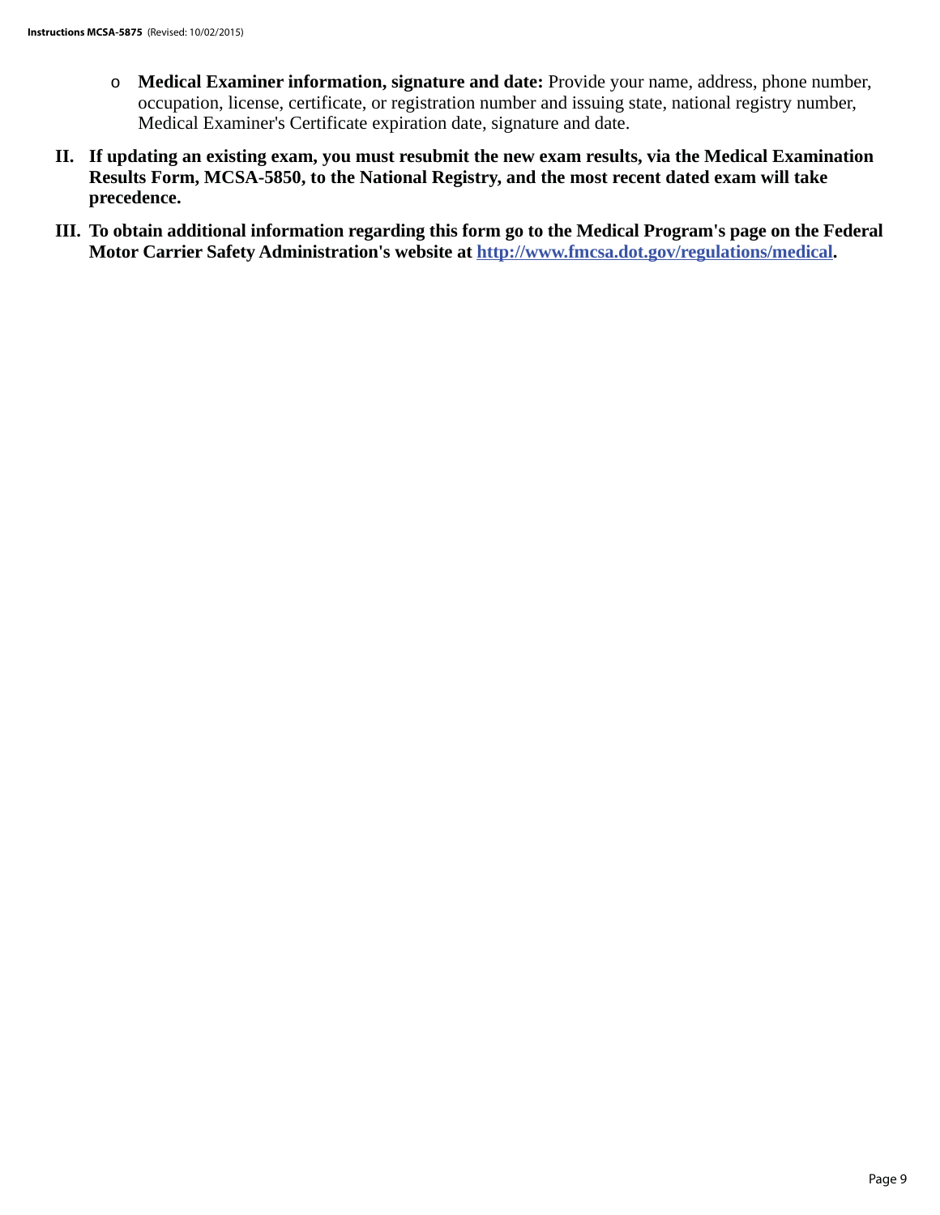- **Medical Examiner information, signature and date:** Provide your name, address, phone number, occupation, license, certificate, or registration number and issuing state, national registry number, Medical Examiner's Certificate expiration date, signature and date.

**II. If updating an existing exam, you must resubmit the new exam results, via the Medical Examination Results Form, MCSA-5850, to the National Registry, and the most recent dated exam will take precedence.**

**III. To obtain additional information regarding this form go to the Medical Program's page on the Federal Motor Carrier Safety Administration's website at [http://www.fmcsa.dot.gov/regulations/medical](http://www.fmcsa.dot.gov/regulations/medical).**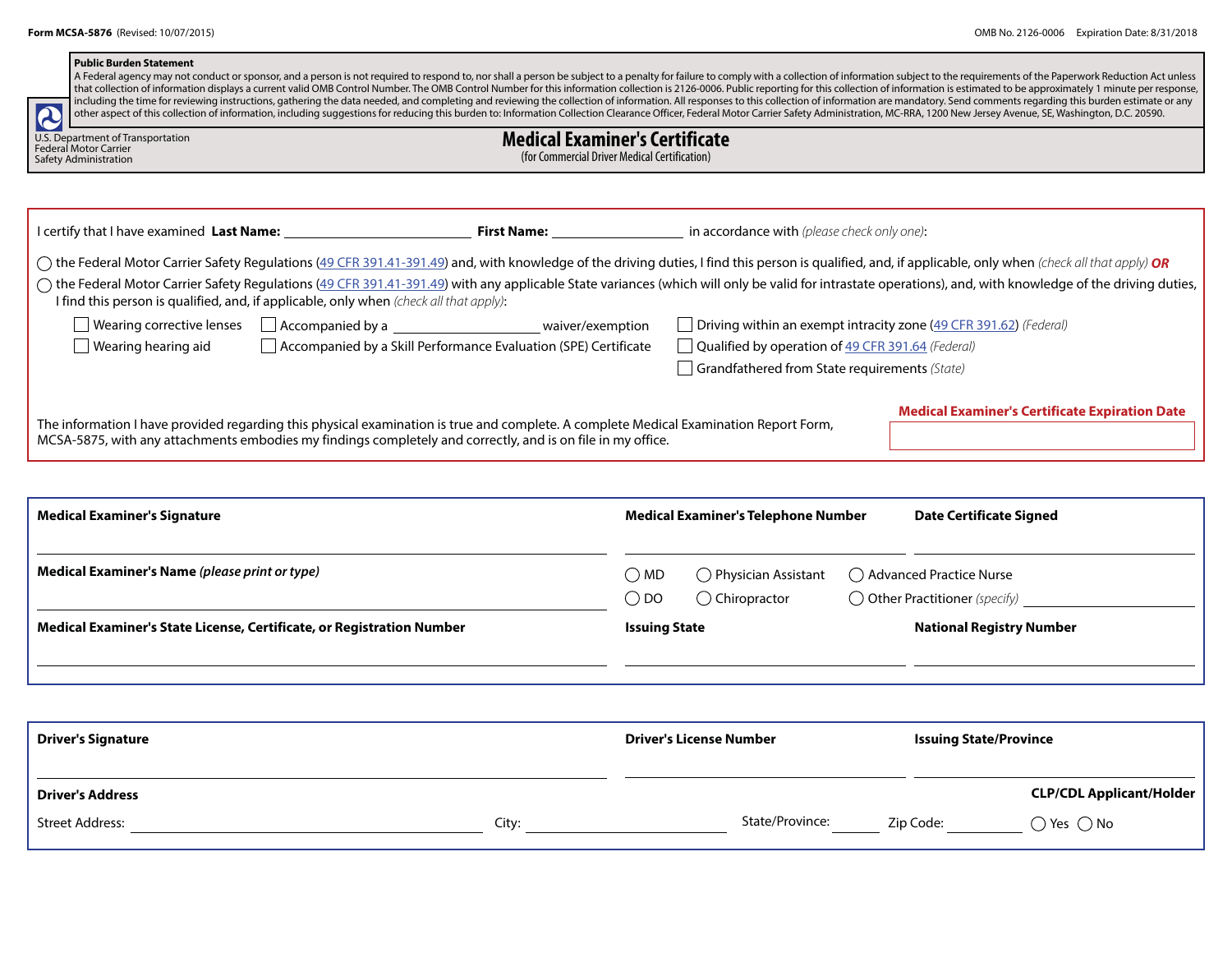**Form MCSA-5876** (Revised: 10/07/2015)

OMB No. 2126-0006 Expiration Date: 8/31/2018

**Public Burden Statement**

A Federal agency may not conduct or sponsor, and a person is not required to respond to, nor shall a person be subject to a penalty for failure to comply with a collection of information subject to the requirements of the Paperwork Reduction Act unless that collection of information displays a current valid OMB Control Number. The OMB Control Number for this information collection is 2126-0006. Public reporting for this collection of information is estimated to be approximately 1 minute per response, including the time for reviewing instructions, gathering the data needed, and completing and reviewing the collection of information. All responses to this collection of information are mandatory. Send comments regarding this burden estimate or any other aspect of this collection of information, including suggestions for reducing this burden to: Information Collection Clearance Officer, Federal Motor Carrier Safety Administration, MC-RRA, 1200 New Jersey Avenue, SE, Washington, D.C. 20590.

U.S. Department of Transportation
Federal Motor Carrier
Safety Administration

# Medical Examiner's Certificate

(for Commercial Driver Medical Certification)

I certify that I have examined **Last Name:** ______________ **First Name:** ______________ in accordance with *(please check only one)*:

◯ the Federal Motor Carrier Safety Regulations (49 CFR 391.41-391.49) and, with knowledge of the driving duties, I find this person is qualified, and, if applicable, only when *(check all that apply)* ***OR***

◯ the Federal Motor Carrier Safety Regulations (49 CFR 391.41-391.49) with any applicable State variances (which will only be valid for intrastate operations), and, with knowledge of the driving duties, I find this person is qualified, and, if applicable, only when *(check all that apply)*:

- ☐ Wearing corrective lenses
- ☐ Wearing hearing aid
- ☐ Accompanied by a ______________ waiver/exemption
- ☐ Accompanied by a Skill Performance Evaluation (SPE) Certificate
- ☐ Driving within an exempt intracity zone (49 CFR 391.62) *(Federal)*
- ☐ Qualified by operation of 49 CFR 391.64 *(Federal)*
- ☐ Grandfathered from State requirements *(State)*

The information I have provided regarding this physical examination is true and complete. A complete Medical Examination Report Form, MCSA-5875, with any attachments embodies my findings completely and correctly, and is on file in my office.

**Medical Examiner's Certificate Expiration Date** ______________

**Medical Examiner's Signature** ______________

**Medical Examiner's Telephone Number** ______________

**Date Certificate Signed** ______________

**Medical Examiner's Name** *(please print or type)* ______________

◯ MD ◯ Physician Assistant ◯ Advanced Practice Nurse
◯ DO ◯ Chiropractor ◯ Other Practitioner *(specify)* ______________

**Medical Examiner's State License, Certificate, or Registration Number** ______________

**Issuing State** ______________

**National Registry Number** ______________

**Driver's Signature** ______________

**Driver's License Number** ______________

**Issuing State/Province** ______________

**Driver's Address**

Street Address: ______________ City: ______________ State/Province: ______ Zip Code: ______

**CLP/CDL Applicant/Holder** ◯ Yes ◯ No